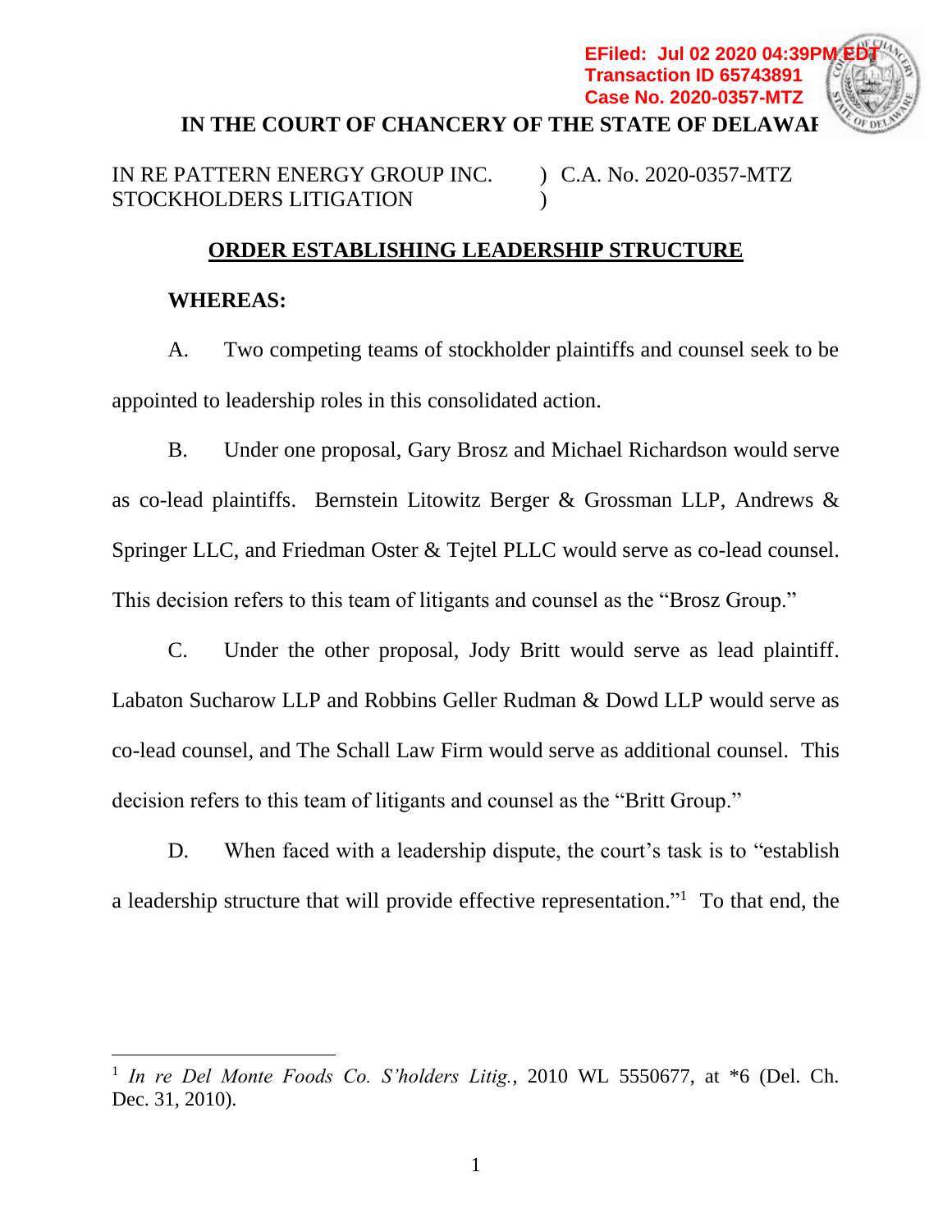EFiled: Jul 02 2020 04:39PM EDT
Transaction ID 65743891
Case No. 2020-0357-MTZ

**IN THE COURT OF CHANCERY OF THE STATE OF DELAWARE**

IN RE PATTERN ENERGY GROUP INC. STOCKHOLDERS LITIGATION ) C.A. No. 2020-0357-MTZ

**ORDER ESTABLISHING LEADERSHIP STRUCTURE**

**WHEREAS:**

A. Two competing teams of stockholder plaintiffs and counsel seek to be appointed to leadership roles in this consolidated action.

B. Under one proposal, Gary Brosz and Michael Richardson would serve as co-lead plaintiffs. Bernstein Litowitz Berger & Grossman LLP, Andrews & Springer LLC, and Friedman Oster & Tejtel PLLC would serve as co-lead counsel. This decision refers to this team of litigants and counsel as the "Brosz Group."

C. Under the other proposal, Jody Britt would serve as lead plaintiff. Labaton Sucharow LLP and Robbins Geller Rudman & Dowd LLP would serve as co-lead counsel, and The Schall Law Firm would serve as additional counsel. This decision refers to this team of litigants and counsel as the "Britt Group."

D. When faced with a leadership dispute, the court's task is to "establish a leadership structure that will provide effective representation."[1] To that end, the

---

[1] *In re Del Monte Foods Co. S'holders Litig.*, 2010 WL 5550677, at *6 (Del. Ch. Dec. 31, 2010).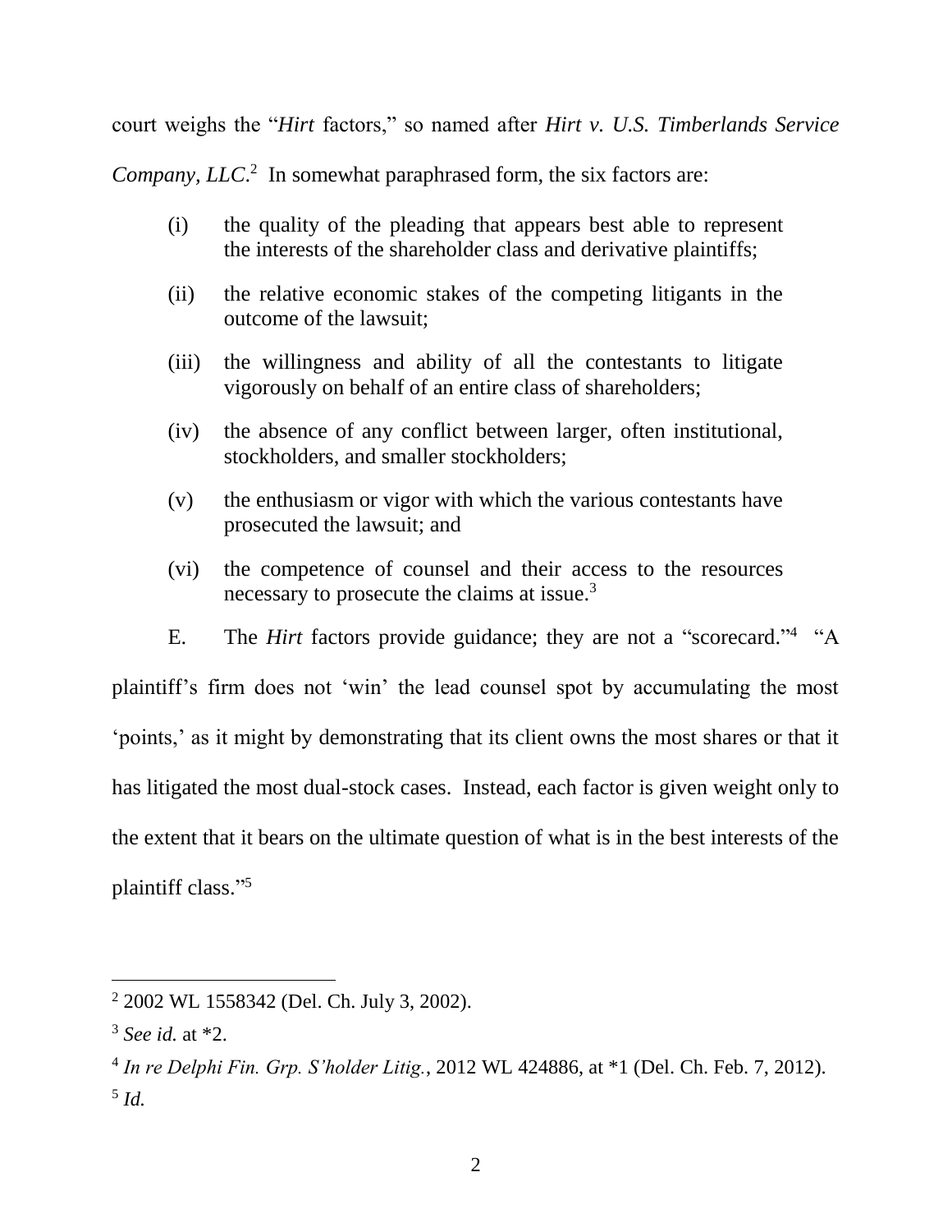court weighs the "*Hirt* factors," so named after *Hirt v. U.S. Timberlands Service Company, LLC*.[2] In somewhat paraphrased form, the six factors are:

(i) the quality of the pleading that appears best able to represent the interests of the shareholder class and derivative plaintiffs;

(ii) the relative economic stakes of the competing litigants in the outcome of the lawsuit;

(iii) the willingness and ability of all the contestants to litigate vigorously on behalf of an entire class of shareholders;

(iv) the absence of any conflict between larger, often institutional, stockholders, and smaller stockholders;

(v) the enthusiasm or vigor with which the various contestants have prosecuted the lawsuit; and

(vi) the competence of counsel and their access to the resources necessary to prosecute the claims at issue.[3]

E. The *Hirt* factors provide guidance; they are not a "scorecard."[4] "A plaintiff's firm does not 'win' the lead counsel spot by accumulating the most 'points,' as it might by demonstrating that its client owns the most shares or that it has litigated the most dual-stock cases. Instead, each factor is given weight only to the extent that it bears on the ultimate question of what is in the best interests of the plaintiff class."[5]

---

[2] 2002 WL 1558342 (Del. Ch. July 3, 2002).

[3] *See id.* at *2.

[4] *In re Delphi Fin. Grp. S'holder Litig.*, 2012 WL 424886, at *1 (Del. Ch. Feb. 7, 2012).

[5] *Id.*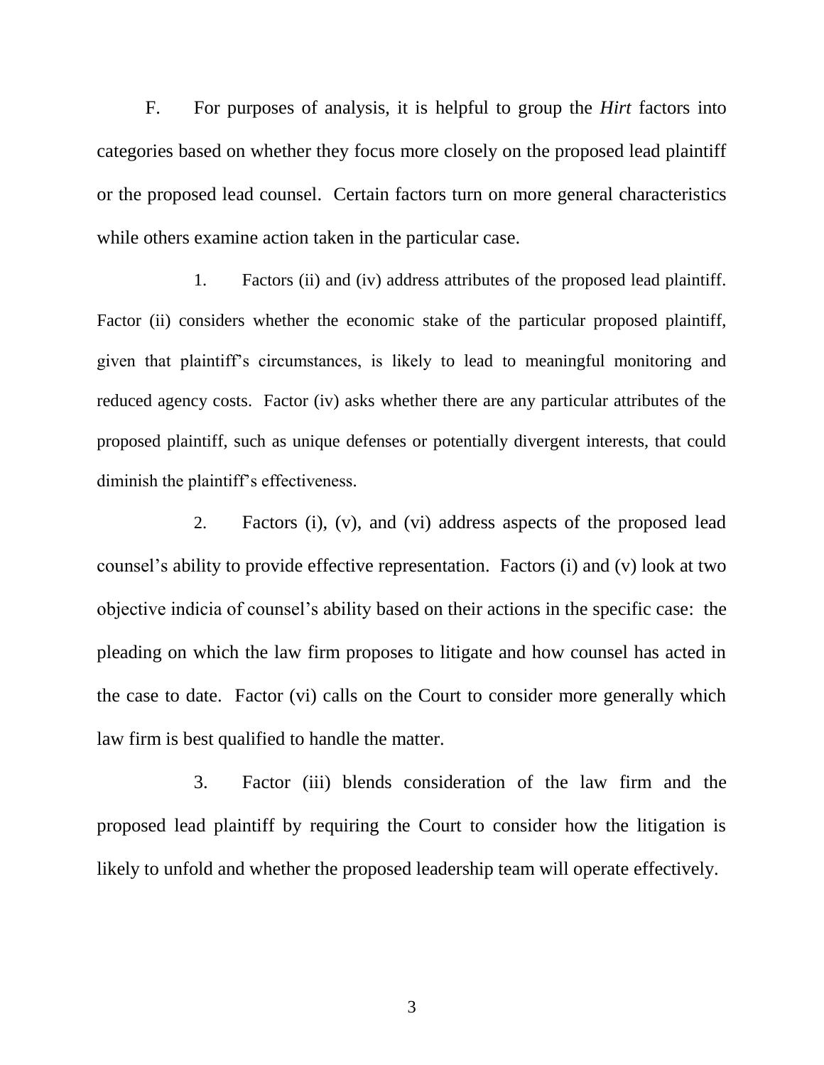F. For purposes of analysis, it is helpful to group the *Hirt* factors into categories based on whether they focus more closely on the proposed lead plaintiff or the proposed lead counsel. Certain factors turn on more general characteristics while others examine action taken in the particular case.

1. Factors (ii) and (iv) address attributes of the proposed lead plaintiff. Factor (ii) considers whether the economic stake of the particular proposed plaintiff, given that plaintiff's circumstances, is likely to lead to meaningful monitoring and reduced agency costs. Factor (iv) asks whether there are any particular attributes of the proposed plaintiff, such as unique defenses or potentially divergent interests, that could diminish the plaintiff's effectiveness.

2. Factors (i), (v), and (vi) address aspects of the proposed lead counsel's ability to provide effective representation. Factors (i) and (v) look at two objective indicia of counsel's ability based on their actions in the specific case: the pleading on which the law firm proposes to litigate and how counsel has acted in the case to date. Factor (vi) calls on the Court to consider more generally which law firm is best qualified to handle the matter.

3. Factor (iii) blends consideration of the law firm and the proposed lead plaintiff by requiring the Court to consider how the litigation is likely to unfold and whether the proposed leadership team will operate effectively.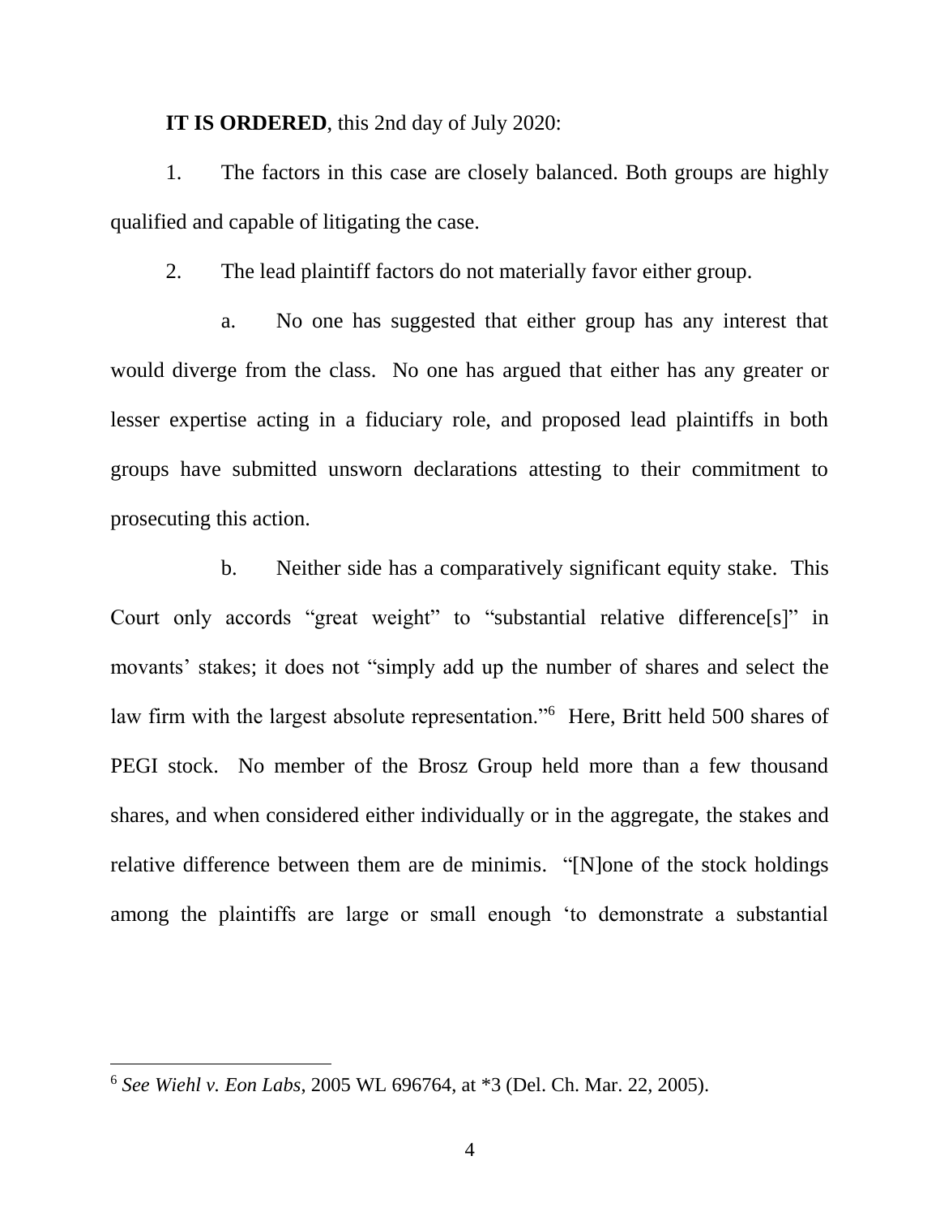**IT IS ORDERED**, this 2nd day of July 2020:

1. The factors in this case are closely balanced. Both groups are highly qualified and capable of litigating the case.

2. The lead plaintiff factors do not materially favor either group.

   a. No one has suggested that either group has any interest that would diverge from the class. No one has argued that either has any greater or lesser expertise acting in a fiduciary role, and proposed lead plaintiffs in both groups have submitted unsworn declarations attesting to their commitment to prosecuting this action.

   b. Neither side has a comparatively significant equity stake. This Court only accords "great weight" to "substantial relative difference[s]" in movants' stakes; it does not "simply add up the number of shares and select the law firm with the largest absolute representation."[6] Here, Britt held 500 shares of PEGI stock. No member of the Brosz Group held more than a few thousand shares, and when considered either individually or in the aggregate, the stakes and relative difference between them are de minimis. "[N]one of the stock holdings among the plaintiffs are large or small enough 'to demonstrate a substantial

---

[6] *See Wiehl v. Eon Labs*, 2005 WL 696764, at *3 (Del. Ch. Mar. 22, 2005).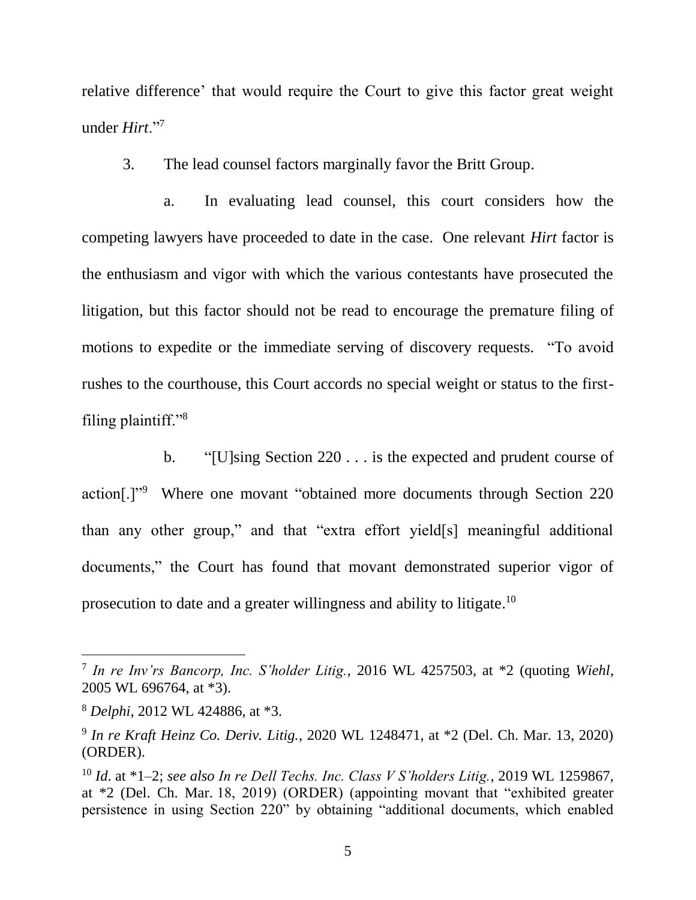relative difference' that would require the Court to give this factor great weight under *Hirt*."[7]

3. The lead counsel factors marginally favor the Britt Group.

a. In evaluating lead counsel, this court considers how the competing lawyers have proceeded to date in the case. One relevant *Hirt* factor is the enthusiasm and vigor with which the various contestants have prosecuted the litigation, but this factor should not be read to encourage the premature filing of motions to expedite or the immediate serving of discovery requests. "To avoid rushes to the courthouse, this Court accords no special weight or status to the first-filing plaintiff."[8]

b. "[U]sing Section 220 . . . is the expected and prudent course of action[.]"[9] Where one movant "obtained more documents through Section 220 than any other group," and that "extra effort yield[s] meaningful additional documents," the Court has found that movant demonstrated superior vigor of prosecution to date and a greater willingness and ability to litigate.[10]

---

[7] *In re Inv'rs Bancorp, Inc. S'holder Litig.*, 2016 WL 4257503, at *2 (quoting *Wiehl*, 2005 WL 696764, at *3).

[8] *Delphi*, 2012 WL 424886, at *3.

[9] *In re Kraft Heinz Co. Deriv. Litig.*, 2020 WL 1248471, at *2 (Del. Ch. Mar. 13, 2020) (ORDER).

[10] *Id.* at *1–2; *see also In re Dell Techs. Inc. Class V S'holders Litig.*, 2019 WL 1259867, at *2 (Del. Ch. Mar. 18, 2019) (ORDER) (appointing movant that "exhibited greater persistence in using Section 220" by obtaining "additional documents, which enabled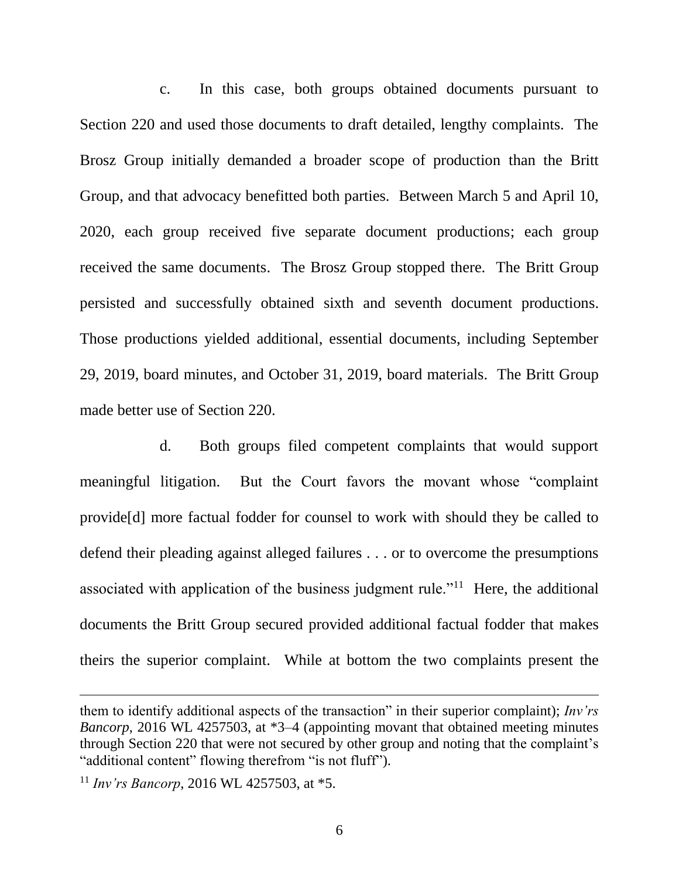c. In this case, both groups obtained documents pursuant to Section 220 and used those documents to draft detailed, lengthy complaints. The Brosz Group initially demanded a broader scope of production than the Britt Group, and that advocacy benefitted both parties. Between March 5 and April 10, 2020, each group received five separate document productions; each group received the same documents. The Brosz Group stopped there. The Britt Group persisted and successfully obtained sixth and seventh document productions. Those productions yielded additional, essential documents, including September 29, 2019, board minutes, and October 31, 2019, board materials. The Britt Group made better use of Section 220.

d. Both groups filed competent complaints that would support meaningful litigation. But the Court favors the movant whose "complaint provide[d] more factual fodder for counsel to work with should they be called to defend their pleading against alleged failures . . . or to overcome the presumptions associated with application of the business judgment rule."[11] Here, the additional documents the Britt Group secured provided additional factual fodder that makes theirs the superior complaint. While at bottom the two complaints present the

---

them to identify additional aspects of the transaction" in their superior complaint); *Inv'rs Bancorp*, 2016 WL 4257503, at \*3–4 (appointing movant that obtained meeting minutes through Section 220 that were not secured by other group and noting that the complaint's "additional content" flowing therefrom "is not fluff").

[11] *Inv'rs Bancorp*, 2016 WL 4257503, at \*5.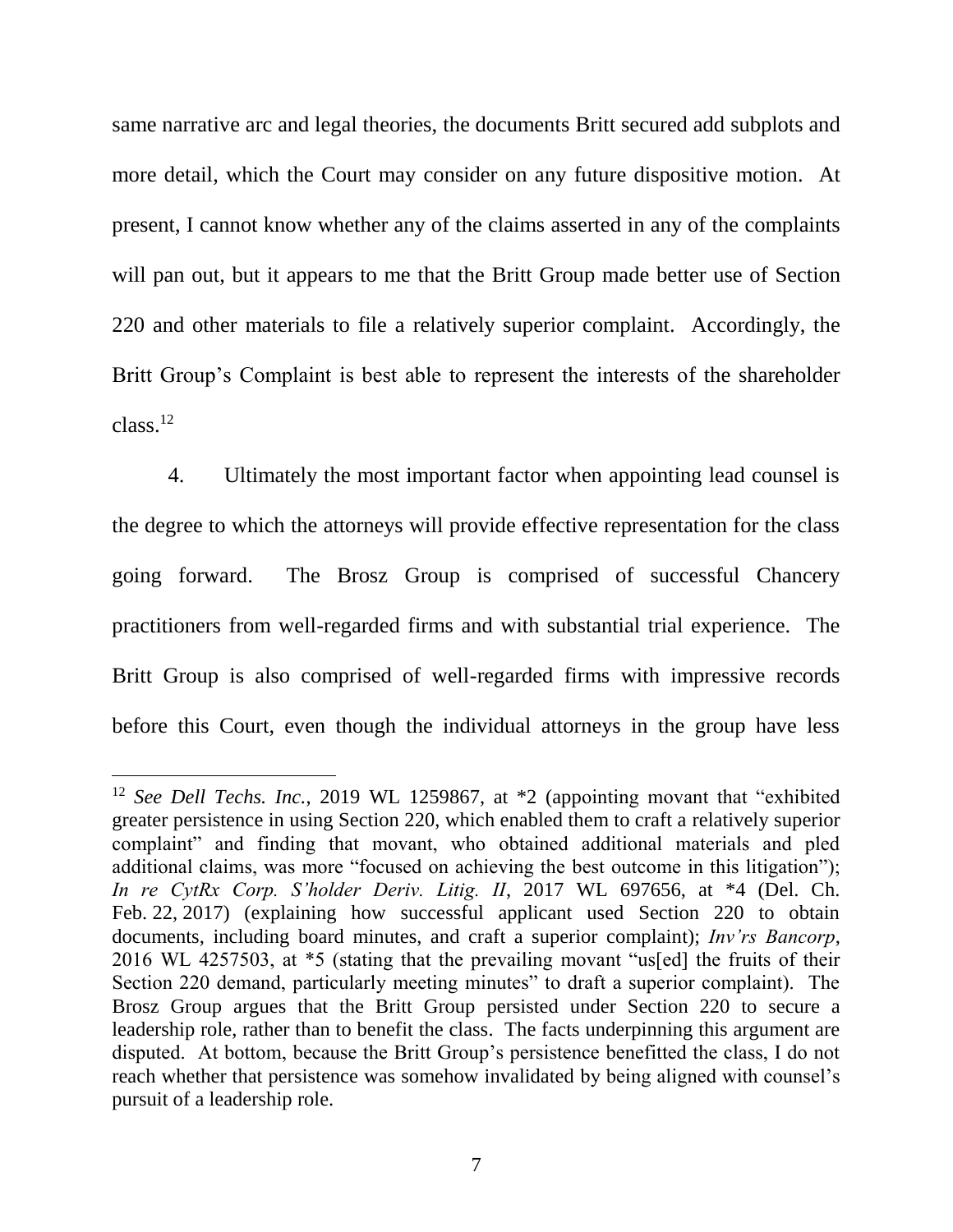same narrative arc and legal theories, the documents Britt secured add subplots and more detail, which the Court may consider on any future dispositive motion. At present, I cannot know whether any of the claims asserted in any of the complaints will pan out, but it appears to me that the Britt Group made better use of Section 220 and other materials to file a relatively superior complaint. Accordingly, the Britt Group's Complaint is best able to represent the interests of the shareholder class.[12]

4. Ultimately the most important factor when appointing lead counsel is the degree to which the attorneys will provide effective representation for the class going forward. The Brosz Group is comprised of successful Chancery practitioners from well-regarded firms and with substantial trial experience. The Britt Group is also comprised of well-regarded firms with impressive records before this Court, even though the individual attorneys in the group have less

---

[12] *See Dell Techs. Inc.*, 2019 WL 1259867, at *2 (appointing movant that "exhibited greater persistence in using Section 220, which enabled them to craft a relatively superior complaint" and finding that movant, who obtained additional materials and pled additional claims, was more "focused on achieving the best outcome in this litigation"); *In re CytRx Corp. S'holder Deriv. Litig. II*, 2017 WL 697656, at *4 (Del. Ch. Feb. 22, 2017) (explaining how successful applicant used Section 220 to obtain documents, including board minutes, and craft a superior complaint); *Inv'rs Bancorp*, 2016 WL 4257503, at *5 (stating that the prevailing movant "us[ed] the fruits of their Section 220 demand, particularly meeting minutes" to draft a superior complaint). The Brosz Group argues that the Britt Group persisted under Section 220 to secure a leadership role, rather than to benefit the class. The facts underpinning this argument are disputed. At bottom, because the Britt Group's persistence benefitted the class, I do not reach whether that persistence was somehow invalidated by being aligned with counsel's pursuit of a leadership role.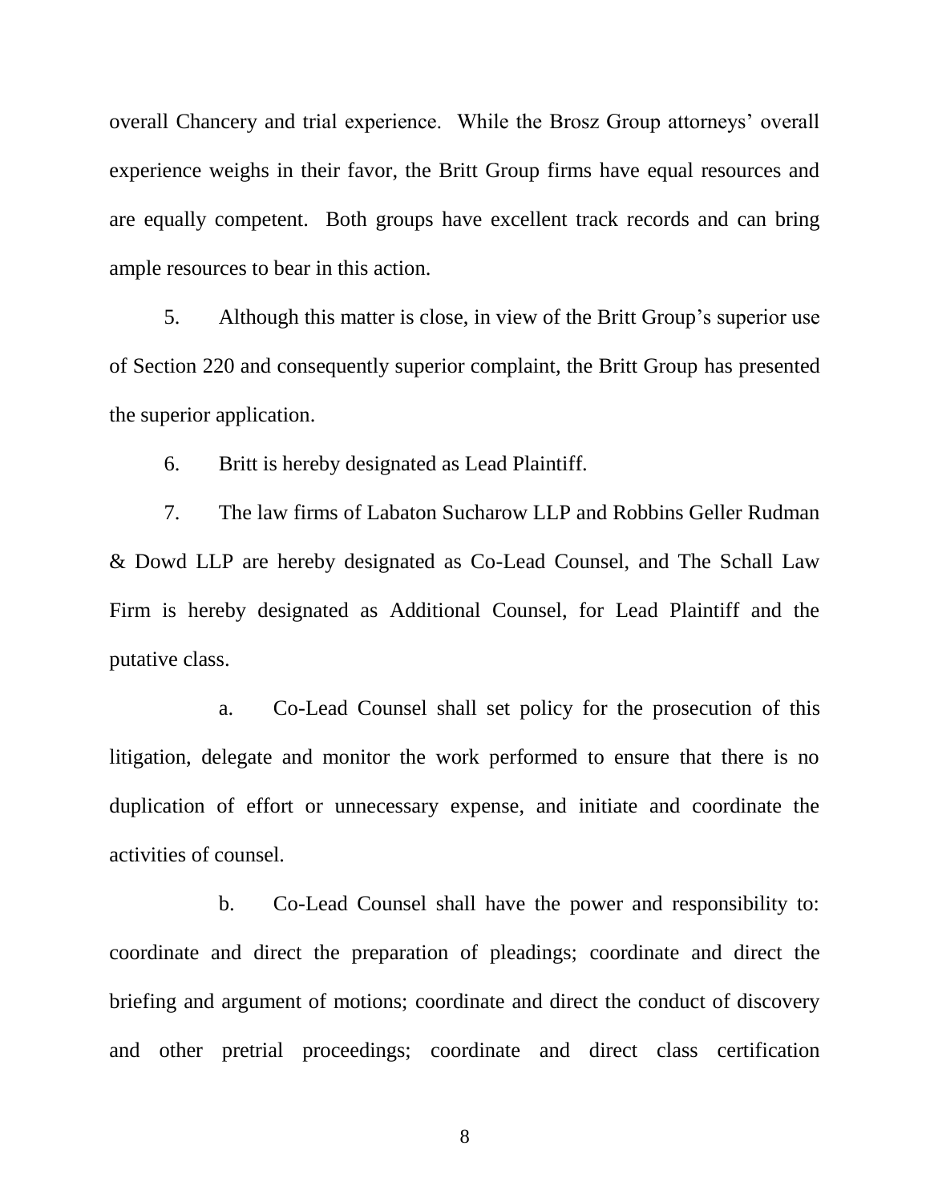overall Chancery and trial experience. While the Brosz Group attorneys' overall experience weighs in their favor, the Britt Group firms have equal resources and are equally competent. Both groups have excellent track records and can bring ample resources to bear in this action.

5. Although this matter is close, in view of the Britt Group's superior use of Section 220 and consequently superior complaint, the Britt Group has presented the superior application.

6. Britt is hereby designated as Lead Plaintiff.

7. The law firms of Labaton Sucharow LLP and Robbins Geller Rudman & Dowd LLP are hereby designated as Co-Lead Counsel, and The Schall Law Firm is hereby designated as Additional Counsel, for Lead Plaintiff and the putative class.

a. Co-Lead Counsel shall set policy for the prosecution of this litigation, delegate and monitor the work performed to ensure that there is no duplication of effort or unnecessary expense, and initiate and coordinate the activities of counsel.

b. Co-Lead Counsel shall have the power and responsibility to: coordinate and direct the preparation of pleadings; coordinate and direct the briefing and argument of motions; coordinate and direct the conduct of discovery and other pretrial proceedings; coordinate and direct class certification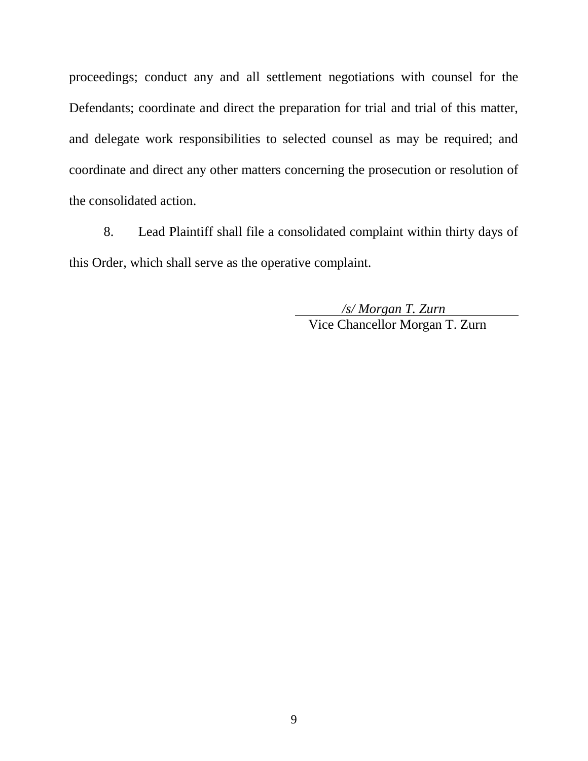proceedings; conduct any and all settlement negotiations with counsel for the Defendants; coordinate and direct the preparation for trial and trial of this matter, and delegate work responsibilities to selected counsel as may be required; and coordinate and direct any other matters concerning the prosecution or resolution of the consolidated action.

8. Lead Plaintiff shall file a consolidated complaint within thirty days of this Order, which shall serve as the operative complaint.

*/s/ Morgan T. Zurn*
Vice Chancellor Morgan T. Zurn